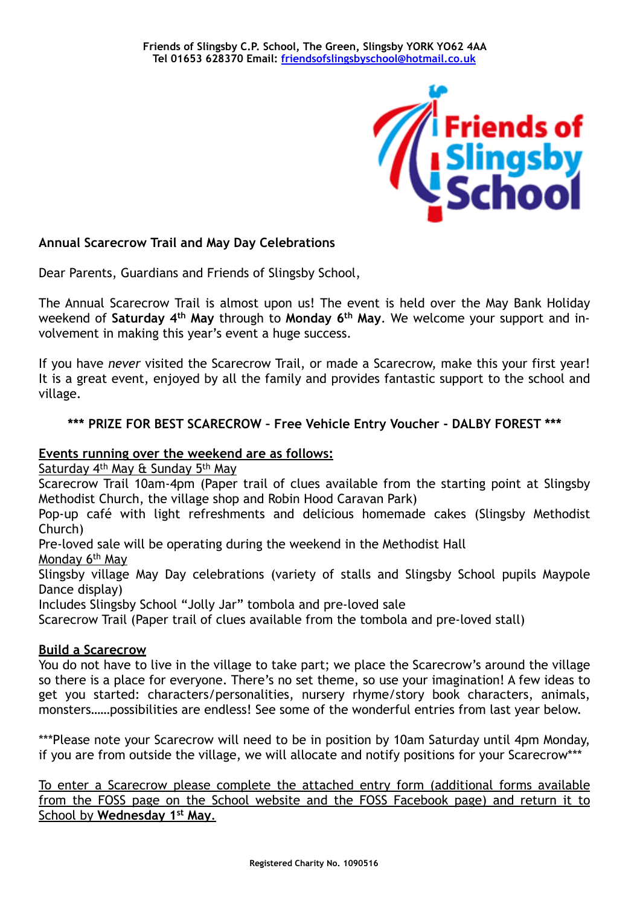**Friends of Slingsby C.P. School, The Green, Slingsby YORK YO62 4AA**
**Tel 01653 628370 Email: friendsofslingsbyschool@hotmail.co.uk**

Friends of Slingsby School

**Annual Scarecrow Trail and May Day Celebrations**

Dear Parents, Guardians and Friends of Slingsby School,

The Annual Scarecrow Trail is almost upon us! The event is held over the May Bank Holiday weekend of **Saturday 4th May** through to **Monday 6th May**. We welcome your support and involvement in making this year's event a huge success.

If you have *never* visited the Scarecrow Trail, or made a Scarecrow, make this your first year! It is a great event, enjoyed by all the family and provides fantastic support to the school and village.

**\*\*\* PRIZE FOR BEST SCARECROW – Free Vehicle Entry Voucher - DALBY FOREST \*\*\***

**Events running over the weekend are as follows:**

Saturday 4th May & Sunday 5th May

Scarecrow Trail 10am-4pm (Paper trail of clues available from the starting point at Slingsby Methodist Church, the village shop and Robin Hood Caravan Park)

Pop-up café with light refreshments and delicious homemade cakes (Slingsby Methodist Church)

Pre-loved sale will be operating during the weekend in the Methodist Hall

Monday 6th May

Slingsby village May Day celebrations (variety of stalls and Slingsby School pupils Maypole Dance display)

Includes Slingsby School "Jolly Jar" tombola and pre-loved sale

Scarecrow Trail (Paper trail of clues available from the tombola and pre-loved stall)

**Build a Scarecrow**

You do not have to live in the village to take part; we place the Scarecrow's around the village so there is a place for everyone. There's no set theme, so use your imagination! A few ideas to get you started: characters/personalities, nursery rhyme/story book characters, animals, monsters……possibilities are endless! See some of the wonderful entries from last year below.

\*\*\*Please note your Scarecrow will need to be in position by 10am Saturday until 4pm Monday, if you are from outside the village, we will allocate and notify positions for your Scarecrow\*\*\*

To enter a Scarecrow please complete the attached entry form (additional forms available from the FOSS page on the School website and the FOSS Facebook page) and return it to School by **Wednesday 1st May.**

**Registered Charity No. 1090516**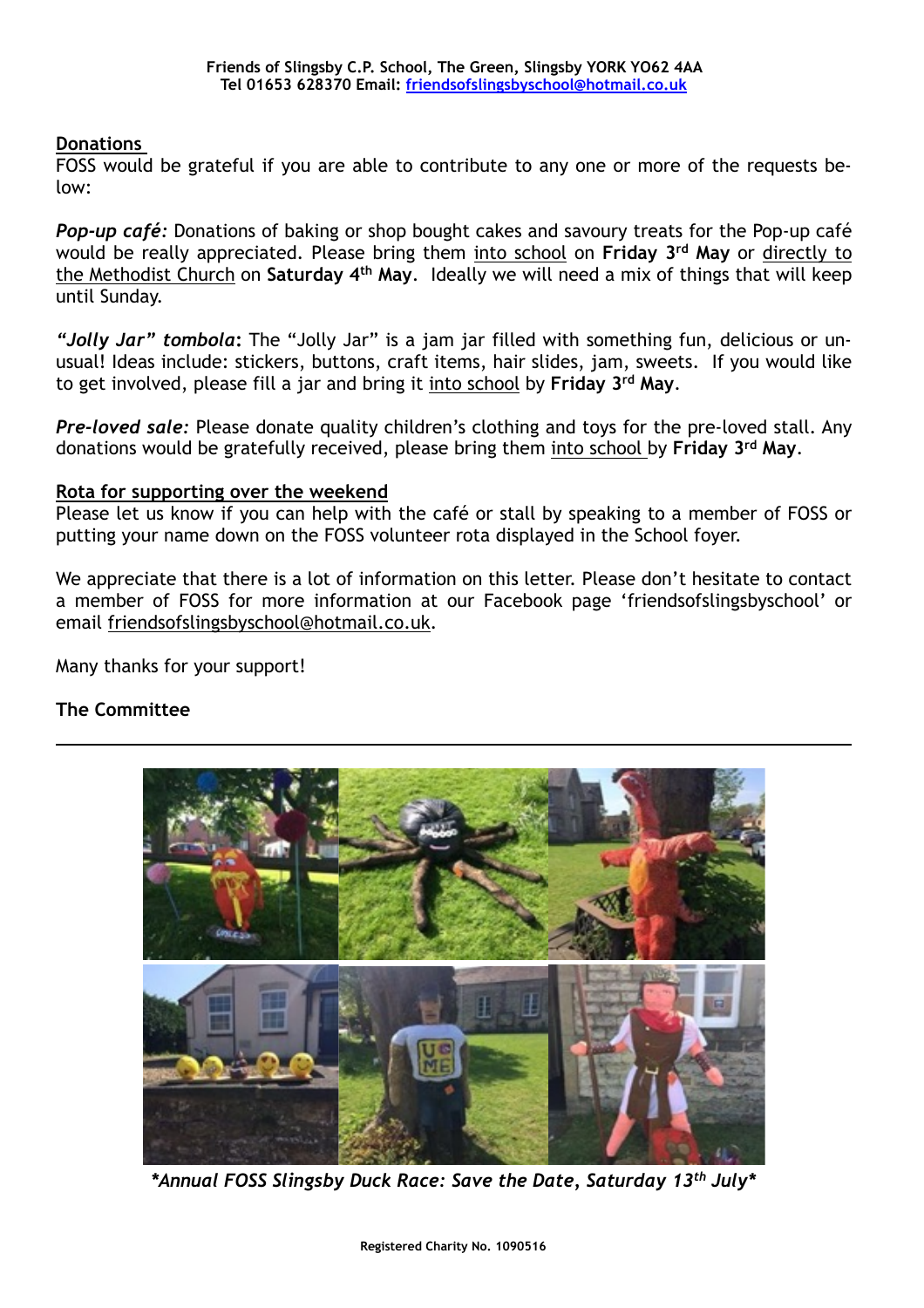**Friends of Slingsby C.P. School, The Green, Slingsby YORK YO62 4AA**
**Tel 01653 628370 Email: friendsofslingsbyschool@hotmail.co.uk**

## Donations

FOSS would be grateful if you are able to contribute to any one or more of the requests below:

***Pop-up café:*** Donations of baking or shop bought cakes and savoury treats for the Pop-up café would be really appreciated. Please bring them into school on **Friday 3rd May** or directly to the Methodist Church on **Saturday 4th May**. Ideally we will need a mix of things that will keep until Sunday.

***"Jolly Jar" tombola*:** The "Jolly Jar" is a jam jar filled with something fun, delicious or unusual! Ideas include: stickers, buttons, craft items, hair slides, jam, sweets. If you would like to get involved, please fill a jar and bring it into school by **Friday 3rd May**.

***Pre-loved sale:*** Please donate quality children's clothing and toys for the pre-loved stall. Any donations would be gratefully received, please bring them into school by **Friday 3rd May**.

## Rota for supporting over the weekend

Please let us know if you can help with the café or stall by speaking to a member of FOSS or putting your name down on the FOSS volunteer rota displayed in the School foyer.

We appreciate that there is a lot of information on this letter. Please don't hesitate to contact a member of FOSS for more information at our Facebook page 'friendsofslingsbyschool' or email friendsofslingsbyschool@hotmail.co.uk.

Many thanks for your support!

**The Committee**

---

***Annual FOSS Slingsby Duck Race: Save the Date, Saturday 13th July***

Registered Charity No. 1090516